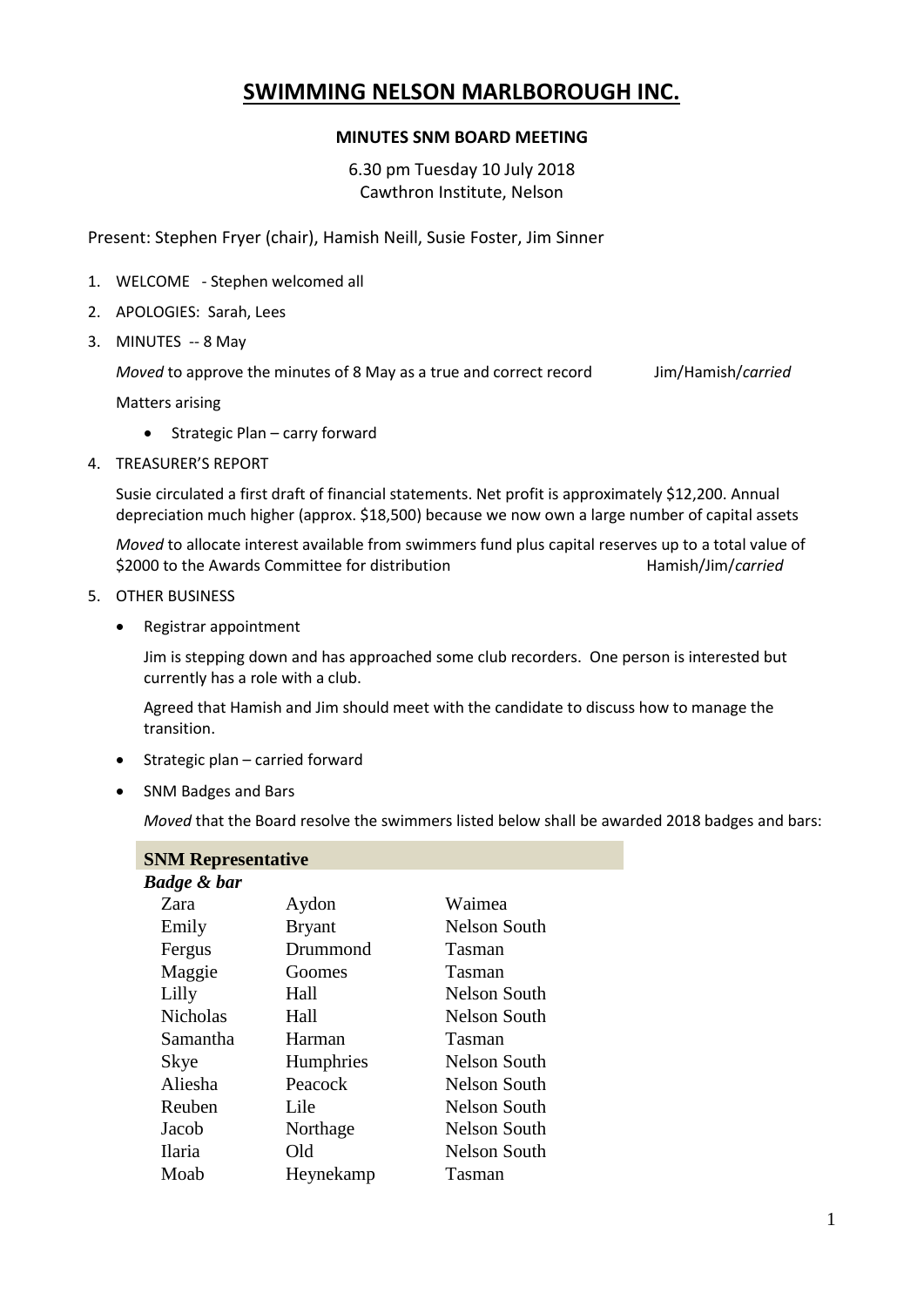# SWIMMING NELSON MARLBOROUGH INC.

## MINUTES SNM BOARD MEETING

6.30 pm Tuesday 10 July 2018
Cawthron Institute, Nelson

Present: Stephen Fryer (chair), Hamish Neill, Susie Foster, Jim Sinner

1. WELCOME - Stephen welcomed all
2. APOLOGIES: Sarah, Lees
3. MINUTES -- 8 May

   *Moved* to approve the minutes of 8 May as a true and correct record Jim/Hamish/*carried*

   Matters arising

   - Strategic Plan – carry forward

4. TREASURER'S REPORT

   Susie circulated a first draft of financial statements. Net profit is approximately $12,200. Annual depreciation much higher (approx. $18,500) because we now own a large number of capital assets

   *Moved* to allocate interest available from swimmers fund plus capital reserves up to a total value of $2000 to the Awards Committee for distribution Hamish/Jim/*carried*

5. OTHER BUSINESS

   - Registrar appointment

     Jim is stepping down and has approached some club recorders. One person is interested but currently has a role with a club.

     Agreed that Hamish and Jim should meet with the candidate to discuss how to manage the transition.

   - Strategic plan – carried forward
   - SNM Badges and Bars

     *Moved* that the Board resolve the swimmers listed below shall be awarded 2018 badges and bars:

| **SNM Representative** | | |
|---|---|---|
| ***Badge & bar*** | | |
| Zara | Aydon | Waimea |
| Emily | Bryant | Nelson South |
| Fergus | Drummond | Tasman |
| Maggie | Goomes | Tasman |
| Lilly | Hall | Nelson South |
| Nicholas | Hall | Nelson South |
| Samantha | Harman | Tasman |
| Skye | Humphries | Nelson South |
| Aliesha | Peacock | Nelson South |
| Reuben | Lile | Nelson South |
| Jacob | Northage | Nelson South |
| Ilaria | Old | Nelson South |
| Moab | Heynekamp | Tasman |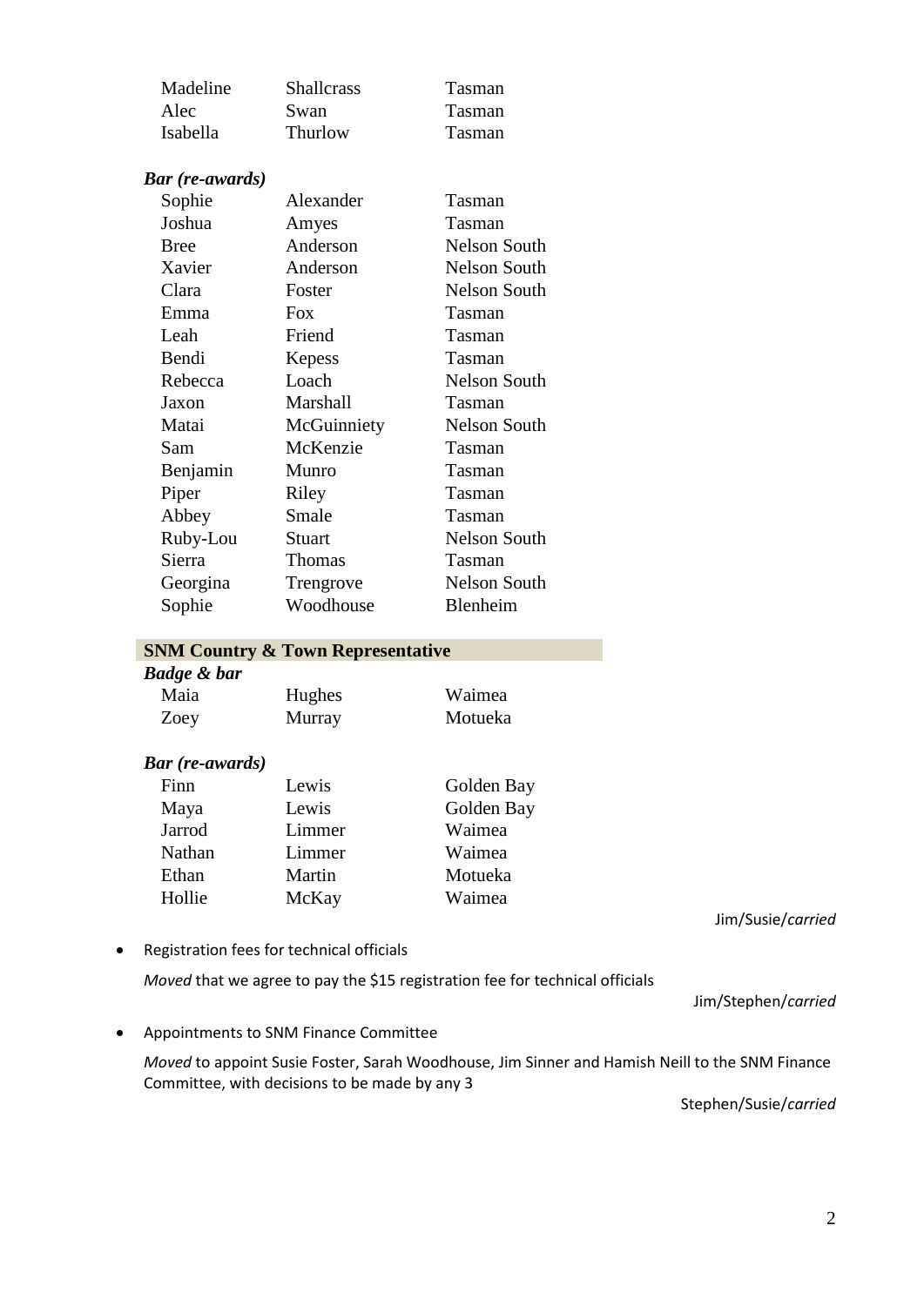| | | |
|---|---|---|
| Madeline | Shallcrass | Tasman |
| Alec | Swan | Tasman |
| Isabella | Thurlow | Tasman |

***Bar (re-awards)***

| | | |
|---|---|---|
| Sophie | Alexander | Tasman |
| Joshua | Amyes | Tasman |
| Bree | Anderson | Nelson South |
| Xavier | Anderson | Nelson South |
| Clara | Foster | Nelson South |
| Emma | Fox | Tasman |
| Leah | Friend | Tasman |
| Bendi | Kepess | Tasman |
| Rebecca | Loach | Nelson South |
| Jaxon | Marshall | Tasman |
| Matai | McGuinniety | Nelson South |
| Sam | McKenzie | Tasman |
| Benjamin | Munro | Tasman |
| Piper | Riley | Tasman |
| Abbey | Smale | Tasman |
| Ruby-Lou | Stuart | Nelson South |
| Sierra | Thomas | Tasman |
| Georgina | Trengrove | Nelson South |
| Sophie | Woodhouse | Blenheim |

**SNM Country & Town Representative**

***Badge & bar***

| | | |
|---|---|---|
| Maia | Hughes | Waimea |
| Zoey | Murray | Motueka |

***Bar (re-awards)***

| | | |
|---|---|---|
| Finn | Lewis | Golden Bay |
| Maya | Lewis | Golden Bay |
| Jarrod | Limmer | Waimea |
| Nathan | Limmer | Waimea |
| Ethan | Martin | Motueka |
| Hollie | McKay | Waimea |

Jim/Susie/*carried*

- Registration fees for technical officials

  *Moved* that we agree to pay the $15 registration fee for technical officials

  Jim/Stephen/*carried*

- Appointments to SNM Finance Committee

  *Moved* to appoint Susie Foster, Sarah Woodhouse, Jim Sinner and Hamish Neill to the SNM Finance Committee, with decisions to be made by any 3

  Stephen/Susie/*carried*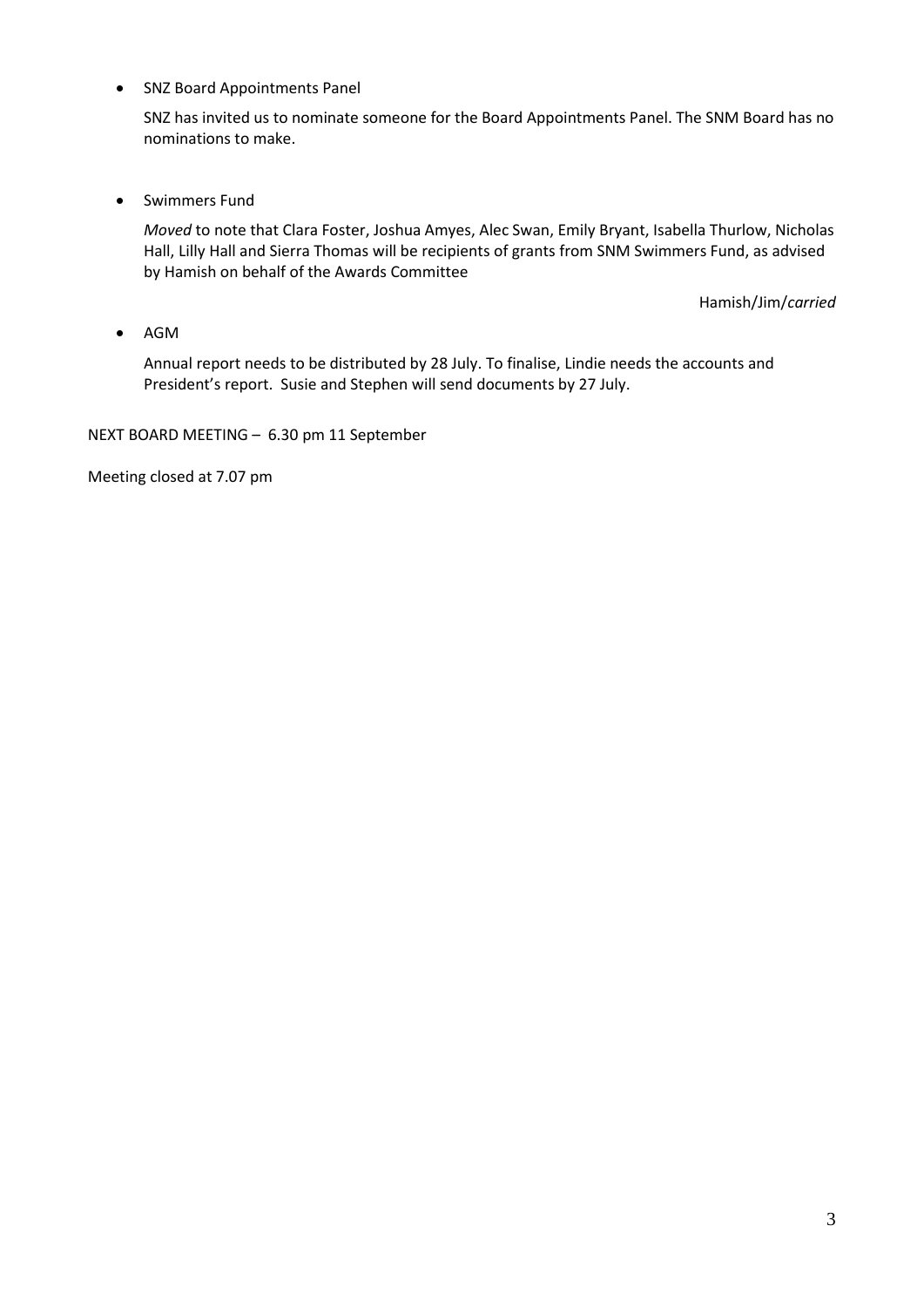- SNZ Board Appointments Panel

  SNZ has invited us to nominate someone for the Board Appointments Panel. The SNM Board has no nominations to make.

- Swimmers Fund

  *Moved* to note that Clara Foster, Joshua Amyes, Alec Swan, Emily Bryant, Isabella Thurlow, Nicholas Hall, Lilly Hall and Sierra Thomas will be recipients of grants from SNM Swimmers Fund, as advised by Hamish on behalf of the Awards Committee

  Hamish/Jim/*carried*

- AGM

  Annual report needs to be distributed by 28 July. To finalise, Lindie needs the accounts and President's report. Susie and Stephen will send documents by 27 July.

NEXT BOARD MEETING – 6.30 pm 11 September

Meeting closed at 7.07 pm